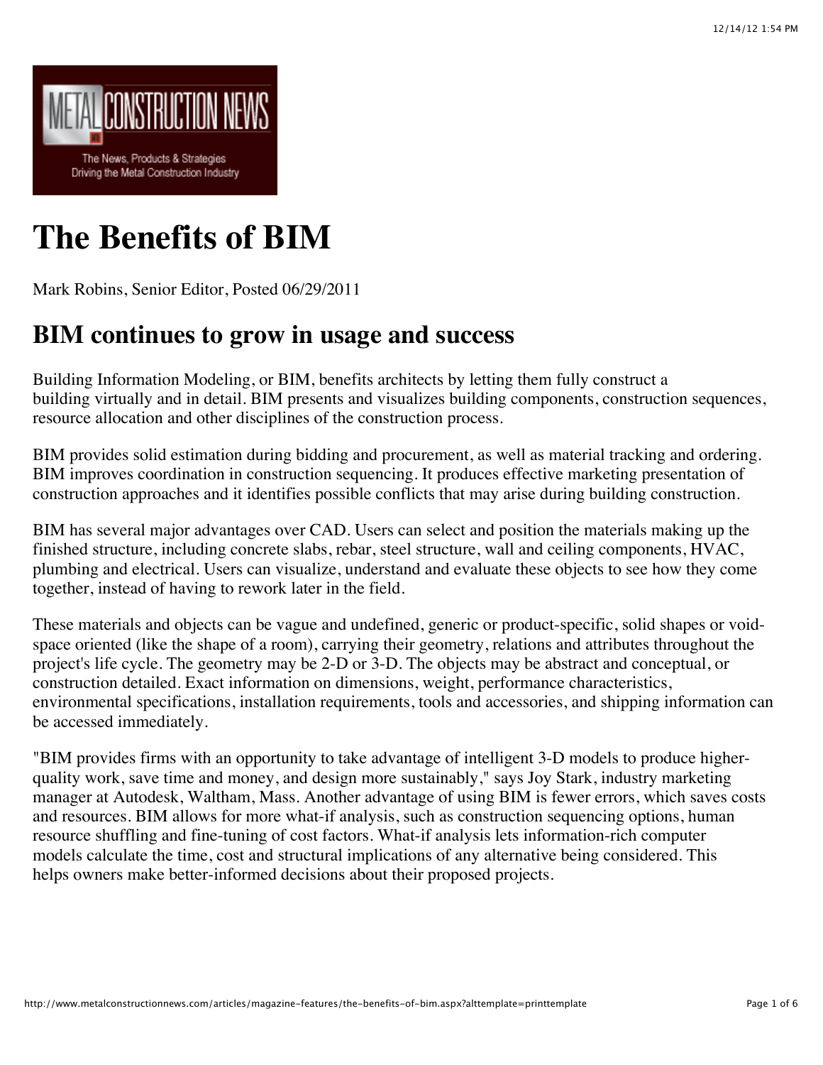# The Benefits of BIM

Mark Robins, Senior Editor, Posted 06/29/2011

## BIM continues to grow in usage and success

Building Information Modeling, or BIM, benefits architects by letting them fully construct a building virtually and in detail. BIM presents and visualizes building components, construction sequences, resource allocation and other disciplines of the construction process.

BIM provides solid estimation during bidding and procurement, as well as material tracking and ordering. BIM improves coordination in construction sequencing. It produces effective marketing presentation of construction approaches and it identifies possible conflicts that may arise during building construction.

BIM has several major advantages over CAD. Users can select and position the materials making up the finished structure, including concrete slabs, rebar, steel structure, wall and ceiling components, HVAC, plumbing and electrical. Users can visualize, understand and evaluate these objects to see how they come together, instead of having to rework later in the field.

These materials and objects can be vague and undefined, generic or product-specific, solid shapes or void-space oriented (like the shape of a room), carrying their geometry, relations and attributes throughout the project's life cycle. The geometry may be 2-D or 3-D. The objects may be abstract and conceptual, or construction detailed. Exact information on dimensions, weight, performance characteristics, environmental specifications, installation requirements, tools and accessories, and shipping information can be accessed immediately.

"BIM provides firms with an opportunity to take advantage of intelligent 3-D models to produce higher-quality work, save time and money, and design more sustainably," says Joy Stark, industry marketing manager at Autodesk, Waltham, Mass. Another advantage of using BIM is fewer errors, which saves costs and resources. BIM allows for more what-if analysis, such as construction sequencing options, human resource shuffling and fine-tuning of cost factors. What-if analysis lets information-rich computer models calculate the time, cost and structural implications of any alternative being considered. This helps owners make better-informed decisions about their proposed projects.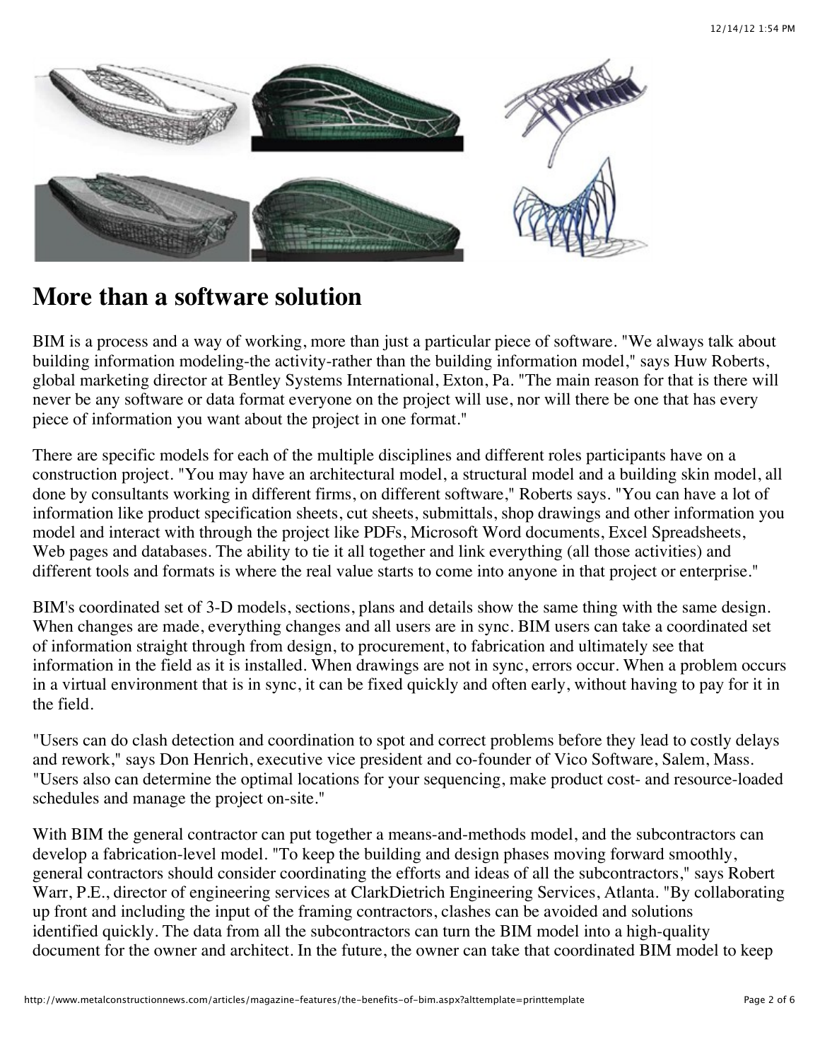## More than a software solution

BIM is a process and a way of working, more than just a particular piece of software. "We always talk about building information modeling-the activity-rather than the building information model," says Huw Roberts, global marketing director at Bentley Systems International, Exton, Pa. "The main reason for that is there will never be any software or data format everyone on the project will use, nor will there be one that has every piece of information you want about the project in one format."

There are specific models for each of the multiple disciplines and different roles participants have on a construction project. "You may have an architectural model, a structural model and a building skin model, all done by consultants working in different firms, on different software," Roberts says. "You can have a lot of information like product specification sheets, cut sheets, submittals, shop drawings and other information you model and interact with through the project like PDFs, Microsoft Word documents, Excel Spreadsheets, Web pages and databases. The ability to tie it all together and link everything (all those activities) and different tools and formats is where the real value starts to come into anyone in that project or enterprise."

BIM's coordinated set of 3-D models, sections, plans and details show the same thing with the same design. When changes are made, everything changes and all users are in sync. BIM users can take a coordinated set of information straight through from design, to procurement, to fabrication and ultimately see that information in the field as it is installed. When drawings are not in sync, errors occur. When a problem occurs in a virtual environment that is in sync, it can be fixed quickly and often early, without having to pay for it in the field.

"Users can do clash detection and coordination to spot and correct problems before they lead to costly delays and rework," says Don Henrich, executive vice president and co-founder of Vico Software, Salem, Mass. "Users also can determine the optimal locations for your sequencing, make product cost- and resource-loaded schedules and manage the project on-site."

With BIM the general contractor can put together a means-and-methods model, and the subcontractors can develop a fabrication-level model. "To keep the building and design phases moving forward smoothly, general contractors should consider coordinating the efforts and ideas of all the subcontractors," says Robert Warr, P.E., director of engineering services at ClarkDietrich Engineering Services, Atlanta. "By collaborating up front and including the input of the framing contractors, clashes can be avoided and solutions identified quickly. The data from all the subcontractors can turn the BIM model into a high-quality document for the owner and architect. In the future, the owner can take that coordinated BIM model to keep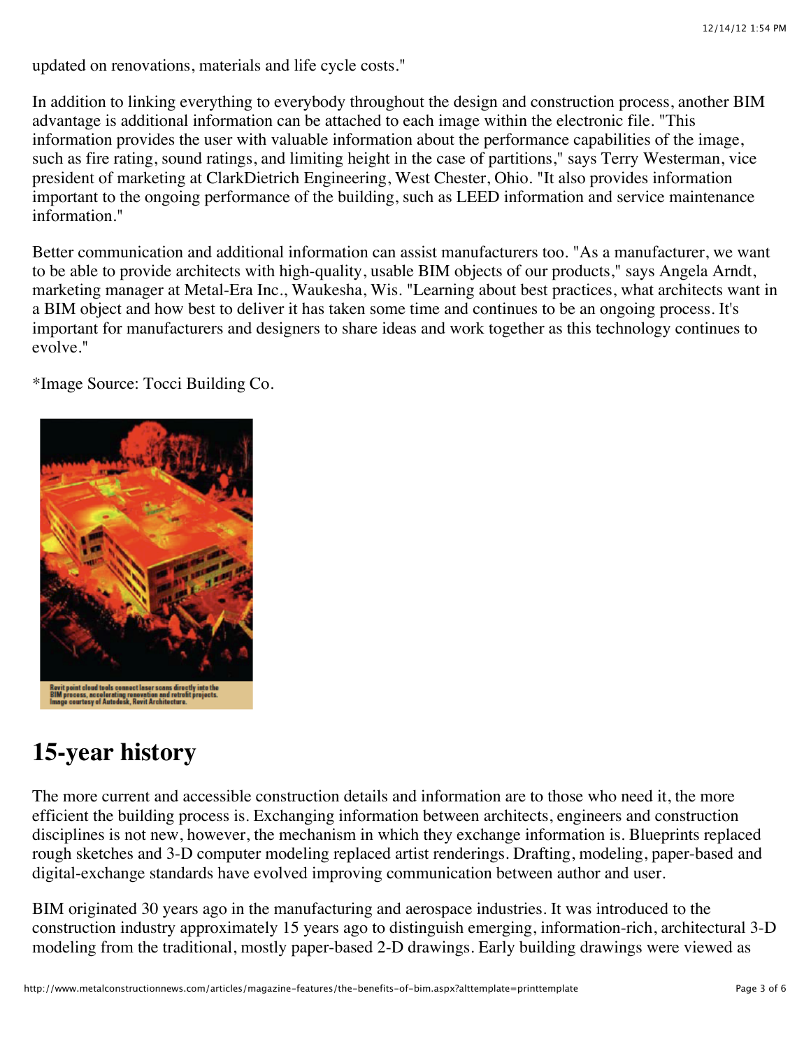updated on renovations, materials and life cycle costs."

In addition to linking everything to everybody throughout the design and construction process, another BIM advantage is additional information can be attached to each image within the electronic file. "This information provides the user with valuable information about the performance capabilities of the image, such as fire rating, sound ratings, and limiting height in the case of partitions," says Terry Westerman, vice president of marketing at ClarkDietrich Engineering, West Chester, Ohio. "It also provides information important to the ongoing performance of the building, such as LEED information and service maintenance information."

Better communication and additional information can assist manufacturers too. "As a manufacturer, we want to be able to provide architects with high-quality, usable BIM objects of our products," says Angela Arndt, marketing manager at Metal-Era Inc., Waukesha, Wis. "Learning about best practices, what architects want in a BIM object and how best to deliver it has taken some time and continues to be an ongoing process. It's important for manufacturers and designers to share ideas and work together as this technology continues to evolve."

*Image Source: Tocci Building Co.

Revit point cloud tools connect laser scans directly into the BIM process, accelerating renovation and retrofit projects. Image courtesy of Autodesk, Revit Architecture.

## 15-year history

The more current and accessible construction details and information are to those who need it, the more efficient the building process is. Exchanging information between architects, engineers and construction disciplines is not new, however, the mechanism in which they exchange information is. Blueprints replaced rough sketches and 3-D computer modeling replaced artist renderings. Drafting, modeling, paper-based and digital-exchange standards have evolved improving communication between author and user.

BIM originated 30 years ago in the manufacturing and aerospace industries. It was introduced to the construction industry approximately 15 years ago to distinguish emerging, information-rich, architectural 3-D modeling from the traditional, mostly paper-based 2-D drawings. Early building drawings were viewed as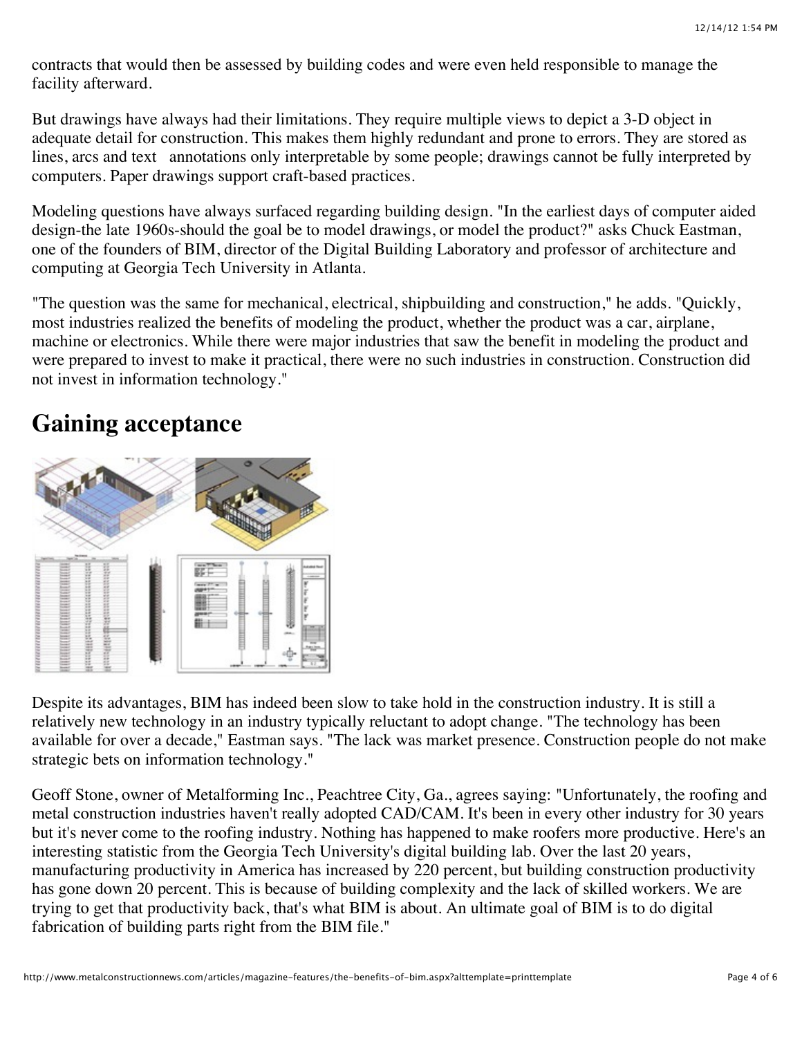contracts that would then be assessed by building codes and were even held responsible to manage the facility afterward.

But drawings have always had their limitations. They require multiple views to depict a 3-D object in adequate detail for construction. This makes them highly redundant and prone to errors. They are stored as lines, arcs and text annotations only interpretable by some people; drawings cannot be fully interpreted by computers. Paper drawings support craft-based practices.

Modeling questions have always surfaced regarding building design. "In the earliest days of computer aided design-the late 1960s-should the goal be to model drawings, or model the product?" asks Chuck Eastman, one of the founders of BIM, director of the Digital Building Laboratory and professor of architecture and computing at Georgia Tech University in Atlanta.

"The question was the same for mechanical, electrical, shipbuilding and construction," he adds. "Quickly, most industries realized the benefits of modeling the product, whether the product was a car, airplane, machine or electronics. While there were major industries that saw the benefit in modeling the product and were prepared to invest to make it practical, there were no such industries in construction. Construction did not invest in information technology."

## Gaining acceptance

Despite its advantages, BIM has indeed been slow to take hold in the construction industry. It is still a relatively new technology in an industry typically reluctant to adopt change. "The technology has been available for over a decade," Eastman says. "The lack was market presence. Construction people do not make strategic bets on information technology."

Geoff Stone, owner of Metalforming Inc., Peachtree City, Ga., agrees saying: "Unfortunately, the roofing and metal construction industries haven't really adopted CAD/CAM. It's been in every other industry for 30 years but it's never come to the roofing industry. Nothing has happened to make roofers more productive. Here's an interesting statistic from the Georgia Tech University's digital building lab. Over the last 20 years, manufacturing productivity in America has increased by 220 percent, but building construction productivity has gone down 20 percent. This is because of building complexity and the lack of skilled workers. We are trying to get that productivity back, that's what BIM is about. An ultimate goal of BIM is to do digital fabrication of building parts right from the BIM file."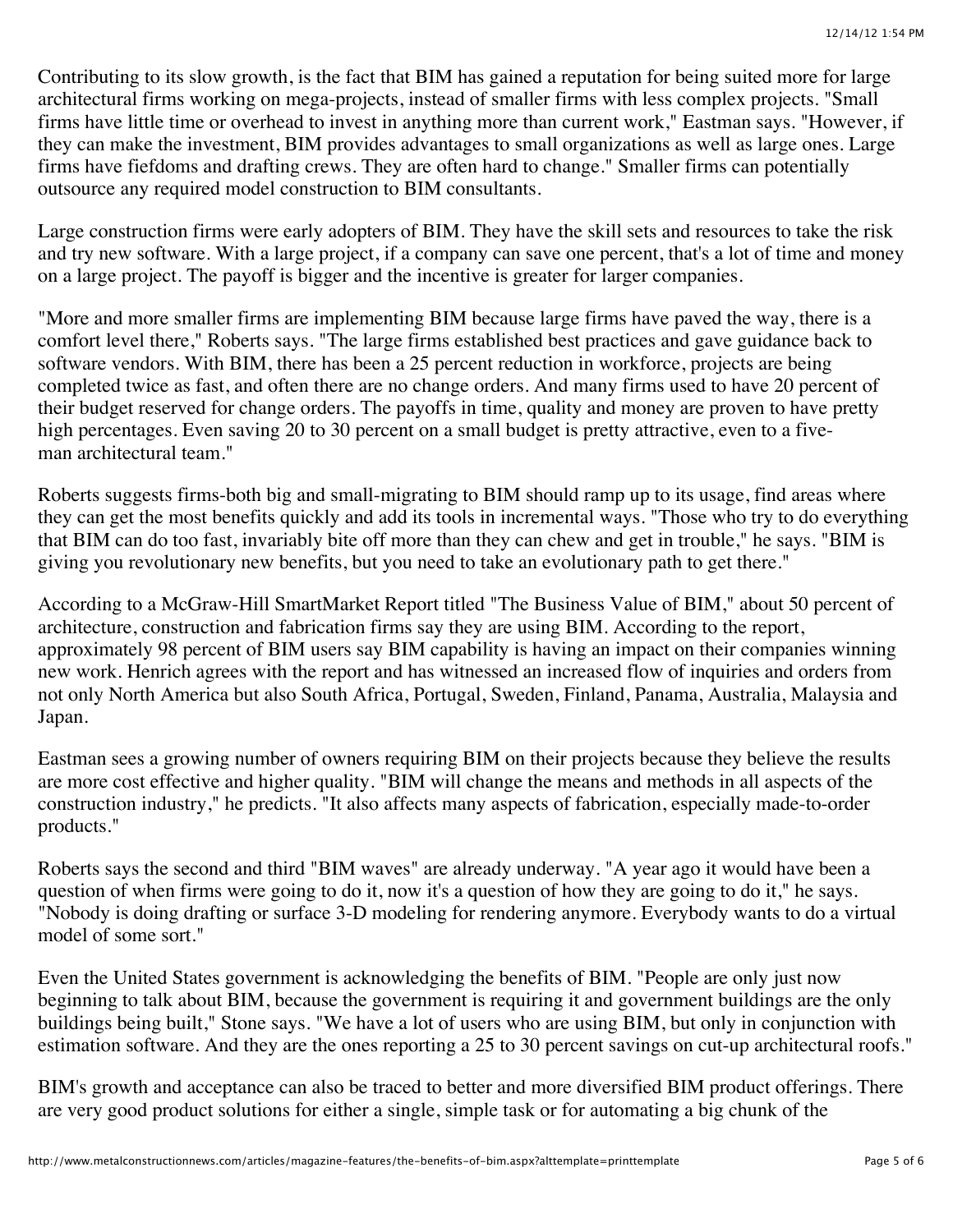Contributing to its slow growth, is the fact that BIM has gained a reputation for being suited more for large architectural firms working on mega-projects, instead of smaller firms with less complex projects. "Small firms have little time or overhead to invest in anything more than current work," Eastman says. "However, if they can make the investment, BIM provides advantages to small organizations as well as large ones. Large firms have fiefdoms and drafting crews. They are often hard to change." Smaller firms can potentially outsource any required model construction to BIM consultants.

Large construction firms were early adopters of BIM. They have the skill sets and resources to take the risk and try new software. With a large project, if a company can save one percent, that's a lot of time and money on a large project. The payoff is bigger and the incentive is greater for larger companies.

"More and more smaller firms are implementing BIM because large firms have paved the way, there is a comfort level there," Roberts says. "The large firms established best practices and gave guidance back to software vendors. With BIM, there has been a 25 percent reduction in workforce, projects are being completed twice as fast, and often there are no change orders. And many firms used to have 20 percent of their budget reserved for change orders. The payoffs in time, quality and money are proven to have pretty high percentages. Even saving 20 to 30 percent on a small budget is pretty attractive, even to a five-man architectural team."

Roberts suggests firms-both big and small-migrating to BIM should ramp up to its usage, find areas where they can get the most benefits quickly and add its tools in incremental ways. "Those who try to do everything that BIM can do too fast, invariably bite off more than they can chew and get in trouble," he says. "BIM is giving you revolutionary new benefits, but you need to take an evolutionary path to get there."

According to a McGraw-Hill SmartMarket Report titled "The Business Value of BIM," about 50 percent of architecture, construction and fabrication firms say they are using BIM. According to the report, approximately 98 percent of BIM users say BIM capability is having an impact on their companies winning new work. Henrich agrees with the report and has witnessed an increased flow of inquiries and orders from not only North America but also South Africa, Portugal, Sweden, Finland, Panama, Australia, Malaysia and Japan.

Eastman sees a growing number of owners requiring BIM on their projects because they believe the results are more cost effective and higher quality. "BIM will change the means and methods in all aspects of the construction industry," he predicts. "It also affects many aspects of fabrication, especially made-to-order products."

Roberts says the second and third "BIM waves" are already underway. "A year ago it would have been a question of when firms were going to do it, now it's a question of how they are going to do it," he says. "Nobody is doing drafting or surface 3-D modeling for rendering anymore. Everybody wants to do a virtual model of some sort."

Even the United States government is acknowledging the benefits of BIM. "People are only just now beginning to talk about BIM, because the government is requiring it and government buildings are the only buildings being built," Stone says. "We have a lot of users who are using BIM, but only in conjunction with estimation software. And they are the ones reporting a 25 to 30 percent savings on cut-up architectural roofs."

BIM's growth and acceptance can also be traced to better and more diversified BIM product offerings. There are very good product solutions for either a single, simple task or for automating a big chunk of the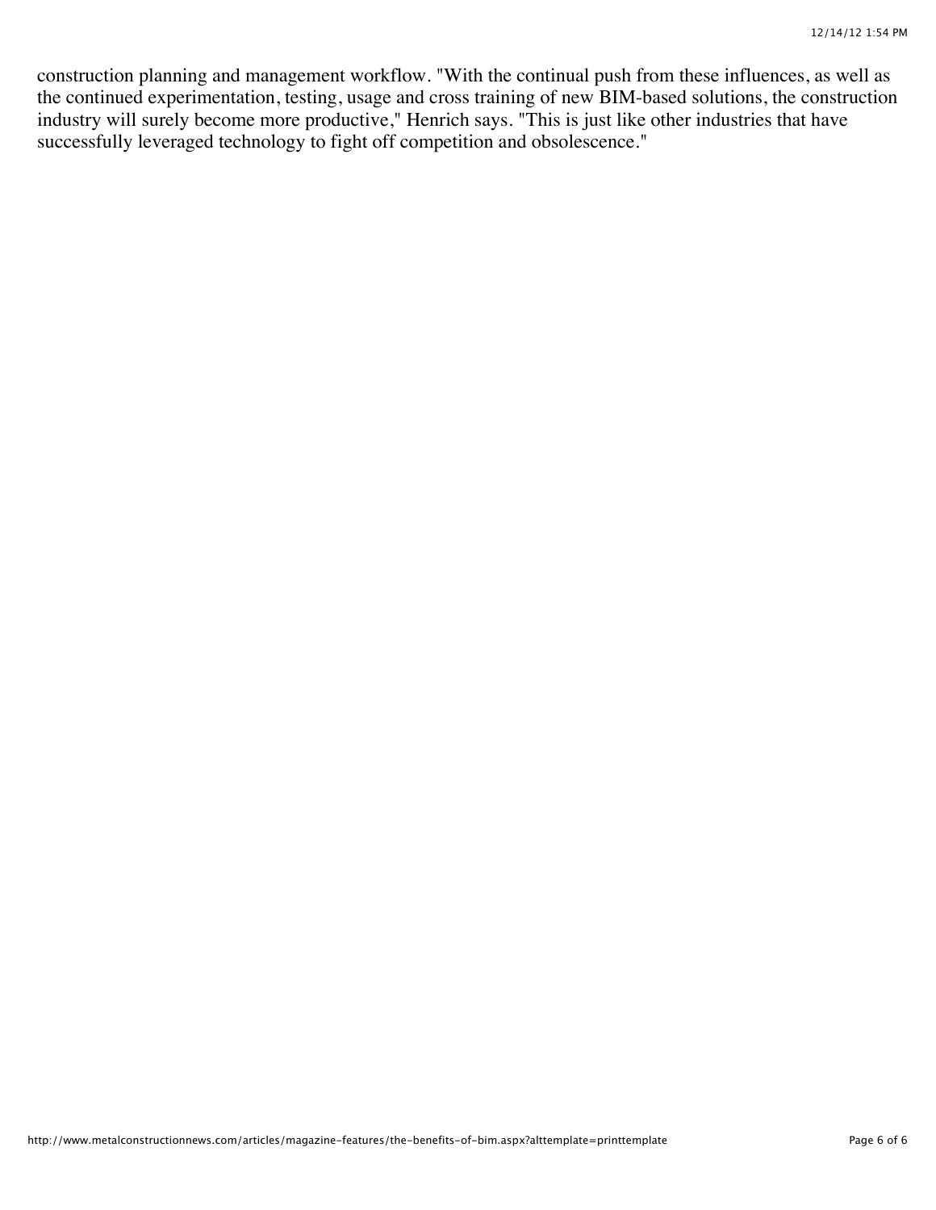construction planning and management workflow. "With the continual push from these influences, as well as the continued experimentation, testing, usage and cross training of new BIM-based solutions, the construction industry will surely become more productive," Henrich says. "This is just like other industries that have successfully leveraged technology to fight off competition and obsolescence."